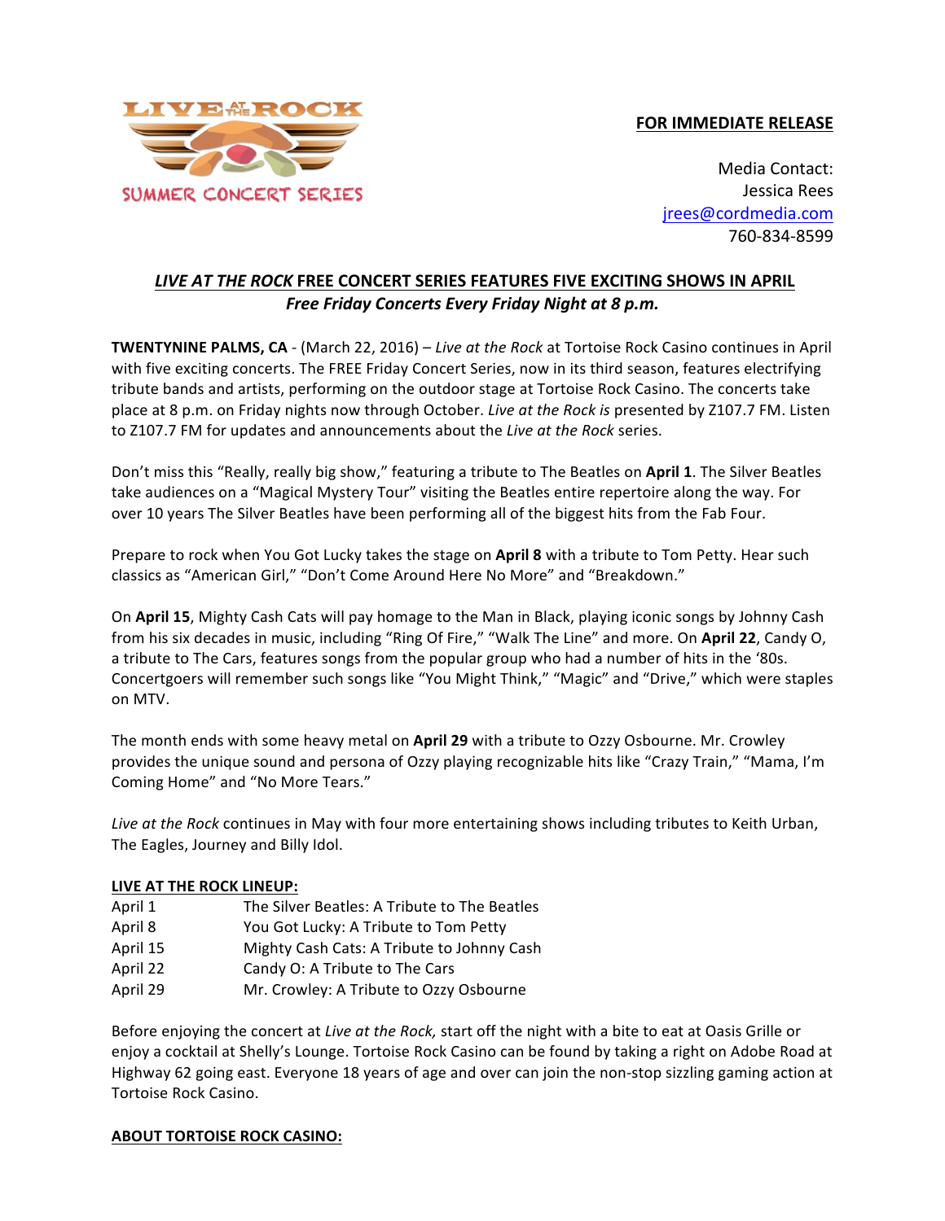LIVE AT THE ROCK

SUMMER CONCERT SERIES

**FOR IMMEDIATE RELEASE**

Media Contact:
Jessica Rees
jrees@cordmedia.com
760-834-8599

# *LIVE AT THE ROCK* FREE CONCERT SERIES FEATURES FIVE EXCITING SHOWS IN APRIL

***Free Friday Concerts Every Friday Night at 8 p.m.***

**TWENTYNINE PALMS, CA** - (March 22, 2016) – *Live at the Rock* at Tortoise Rock Casino continues in April with five exciting concerts. The FREE Friday Concert Series, now in its third season, features electrifying tribute bands and artists, performing on the outdoor stage at Tortoise Rock Casino. The concerts take place at 8 p.m. on Friday nights now through October. *Live at the Rock is* presented by Z107.7 FM. Listen to Z107.7 FM for updates and announcements about the *Live at the Rock* series.

Don't miss this "Really, really big show," featuring a tribute to The Beatles on **April 1**. The Silver Beatles take audiences on a "Magical Mystery Tour" visiting the Beatles entire repertoire along the way. For over 10 years The Silver Beatles have been performing all of the biggest hits from the Fab Four.

Prepare to rock when You Got Lucky takes the stage on **April 8** with a tribute to Tom Petty. Hear such classics as "American Girl," "Don't Come Around Here No More" and "Breakdown."

On **April 15**, Mighty Cash Cats will pay homage to the Man in Black, playing iconic songs by Johnny Cash from his six decades in music, including "Ring Of Fire," "Walk The Line" and more. On **April 22**, Candy O, a tribute to The Cars, features songs from the popular group who had a number of hits in the '80s. Concertgoers will remember such songs like "You Might Think," "Magic" and "Drive," which were staples on MTV.

The month ends with some heavy metal on **April 29** with a tribute to Ozzy Osbourne. Mr. Crowley provides the unique sound and persona of Ozzy playing recognizable hits like "Crazy Train," "Mama, I'm Coming Home" and "No More Tears."

*Live at the Rock* continues in May with four more entertaining shows including tributes to Keith Urban, The Eagles, Journey and Billy Idol.

**LIVE AT THE ROCK LINEUP:**

| | |
|---|---|
| April 1 | The Silver Beatles: A Tribute to The Beatles |
| April 8 | You Got Lucky: A Tribute to Tom Petty |
| April 15 | Mighty Cash Cats: A Tribute to Johnny Cash |
| April 22 | Candy O: A Tribute to The Cars |
| April 29 | Mr. Crowley: A Tribute to Ozzy Osbourne |

Before enjoying the concert at *Live at the Rock,* start off the night with a bite to eat at Oasis Grille or enjoy a cocktail at Shelly's Lounge. Tortoise Rock Casino can be found by taking a right on Adobe Road at Highway 62 going east. Everyone 18 years of age and over can join the non-stop sizzling gaming action at Tortoise Rock Casino.

**ABOUT TORTOISE ROCK CASINO:**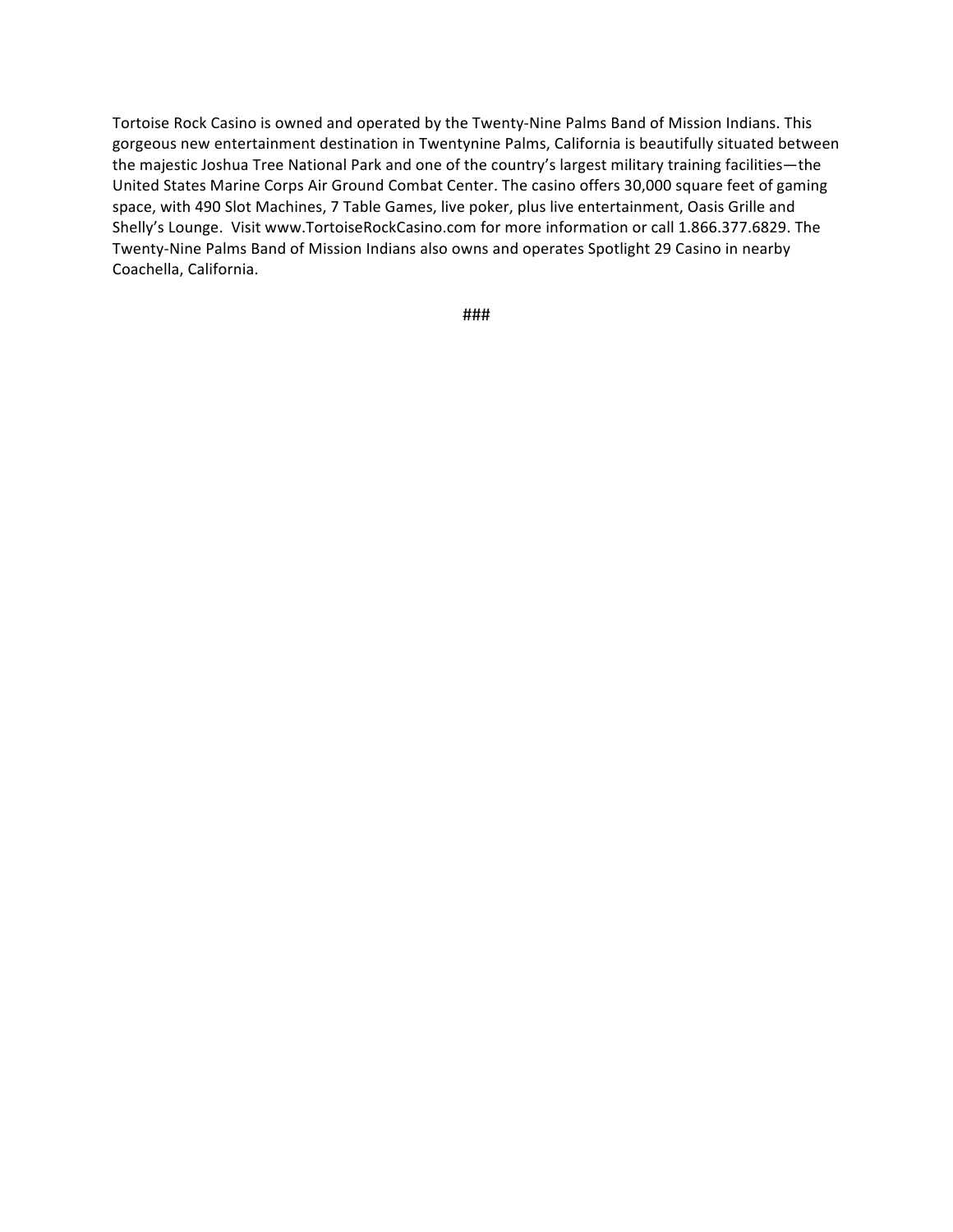Tortoise Rock Casino is owned and operated by the Twenty-Nine Palms Band of Mission Indians. This gorgeous new entertainment destination in Twentynine Palms, California is beautifully situated between the majestic Joshua Tree National Park and one of the country's largest military training facilities—the United States Marine Corps Air Ground Combat Center. The casino offers 30,000 square feet of gaming space, with 490 Slot Machines, 7 Table Games, live poker, plus live entertainment, Oasis Grille and Shelly's Lounge. Visit www.TortoiseRockCasino.com for more information or call 1.866.377.6829. The Twenty-Nine Palms Band of Mission Indians also owns and operates Spotlight 29 Casino in nearby Coachella, California.

###